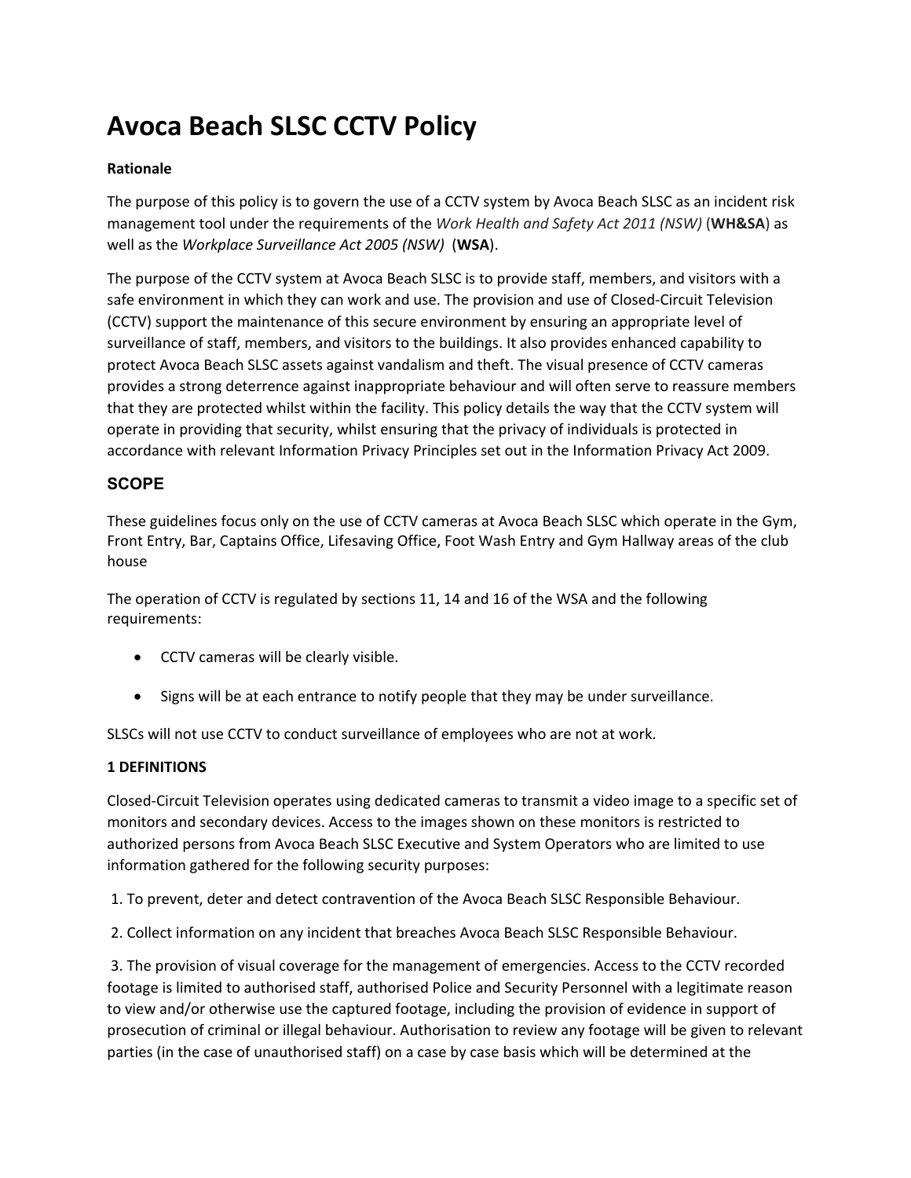# Avoca Beach SLSC CCTV Policy

**Rationale**

The purpose of this policy is to govern the use of a CCTV system by Avoca Beach SLSC as an incident risk management tool under the requirements of the *Work Health and Safety Act 2011 (NSW)* (**WH&SA**) as well as the *Workplace Surveillance Act 2005 (NSW)* (**WSA**).

The purpose of the CCTV system at Avoca Beach SLSC is to provide staff, members, and visitors with a safe environment in which they can work and use. The provision and use of Closed-Circuit Television (CCTV) support the maintenance of this secure environment by ensuring an appropriate level of surveillance of staff, members, and visitors to the buildings. It also provides enhanced capability to protect Avoca Beach SLSC assets against vandalism and theft. The visual presence of CCTV cameras provides a strong deterrence against inappropriate behaviour and will often serve to reassure members that they are protected whilst within the facility. This policy details the way that the CCTV system will operate in providing that security, whilst ensuring that the privacy of individuals is protected in accordance with relevant Information Privacy Principles set out in the Information Privacy Act 2009.

## SCOPE

These guidelines focus only on the use of CCTV cameras at Avoca Beach SLSC which operate in the Gym, Front Entry, Bar, Captains Office, Lifesaving Office, Foot Wash Entry and Gym Hallway areas of the club house

The operation of CCTV is regulated by sections 11, 14 and 16 of the WSA and the following requirements:

- CCTV cameras will be clearly visible.
- Signs will be at each entrance to notify people that they may be under surveillance.

SLSCs will not use CCTV to conduct surveillance of employees who are not at work.

**1 DEFINITIONS**

Closed-Circuit Television operates using dedicated cameras to transmit a video image to a specific set of monitors and secondary devices. Access to the images shown on these monitors is restricted to authorized persons from Avoca Beach SLSC Executive and System Operators who are limited to use information gathered for the following security purposes:

1. To prevent, deter and detect contravention of the Avoca Beach SLSC Responsible Behaviour.

2. Collect information on any incident that breaches Avoca Beach SLSC Responsible Behaviour.

3. The provision of visual coverage for the management of emergencies. Access to the CCTV recorded footage is limited to authorised staff, authorised Police and Security Personnel with a legitimate reason to view and/or otherwise use the captured footage, including the provision of evidence in support of prosecution of criminal or illegal behaviour. Authorisation to review any footage will be given to relevant parties (in the case of unauthorised staff) on a case by case basis which will be determined at the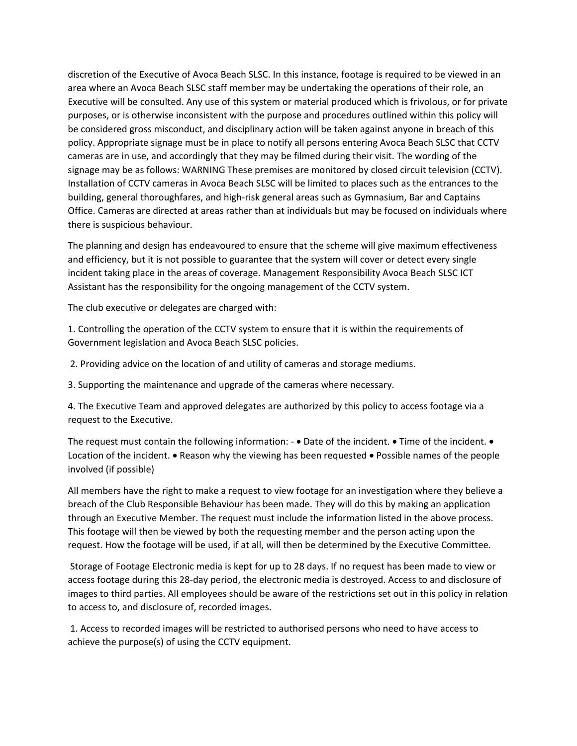discretion of the Executive of Avoca Beach SLSC. In this instance, footage is required to be viewed in an area where an Avoca Beach SLSC staff member may be undertaking the operations of their role, an Executive will be consulted. Any use of this system or material produced which is frivolous, or for private purposes, or is otherwise inconsistent with the purpose and procedures outlined within this policy will be considered gross misconduct, and disciplinary action will be taken against anyone in breach of this policy. Appropriate signage must be in place to notify all persons entering Avoca Beach SLSC that CCTV cameras are in use, and accordingly that they may be filmed during their visit. The wording of the signage may be as follows: WARNING These premises are monitored by closed circuit television (CCTV). Installation of CCTV cameras in Avoca Beach SLSC will be limited to places such as the entrances to the building, general thoroughfares, and high-risk general areas such as Gymnasium, Bar and Captains Office. Cameras are directed at areas rather than at individuals but may be focused on individuals where there is suspicious behaviour.

The planning and design has endeavoured to ensure that the scheme will give maximum effectiveness and efficiency, but it is not possible to guarantee that the system will cover or detect every single incident taking place in the areas of coverage. Management Responsibility Avoca Beach SLSC ICT Assistant has the responsibility for the ongoing management of the CCTV system.

The club executive or delegates are charged with:

1. Controlling the operation of the CCTV system to ensure that it is within the requirements of Government legislation and Avoca Beach SLSC policies.
2. Providing advice on the location of and utility of cameras and storage mediums.
3. Supporting the maintenance and upgrade of the cameras where necessary.
4. The Executive Team and approved delegates are authorized by this policy to access footage via a request to the Executive.

The request must contain the following information: - • Date of the incident. • Time of the incident. • Location of the incident. • Reason why the viewing has been requested • Possible names of the people involved (if possible)

All members have the right to make a request to view footage for an investigation where they believe a breach of the Club Responsible Behaviour has been made. They will do this by making an application through an Executive Member. The request must include the information listed in the above process. This footage will then be viewed by both the requesting member and the person acting upon the request. How the footage will be used, if at all, will then be determined by the Executive Committee.

Storage of Footage Electronic media is kept for up to 28 days. If no request has been made to view or access footage during this 28-day period, the electronic media is destroyed. Access to and disclosure of images to third parties. All employees should be aware of the restrictions set out in this policy in relation to access to, and disclosure of, recorded images.

1. Access to recorded images will be restricted to authorised persons who need to have access to achieve the purpose(s) of using the CCTV equipment.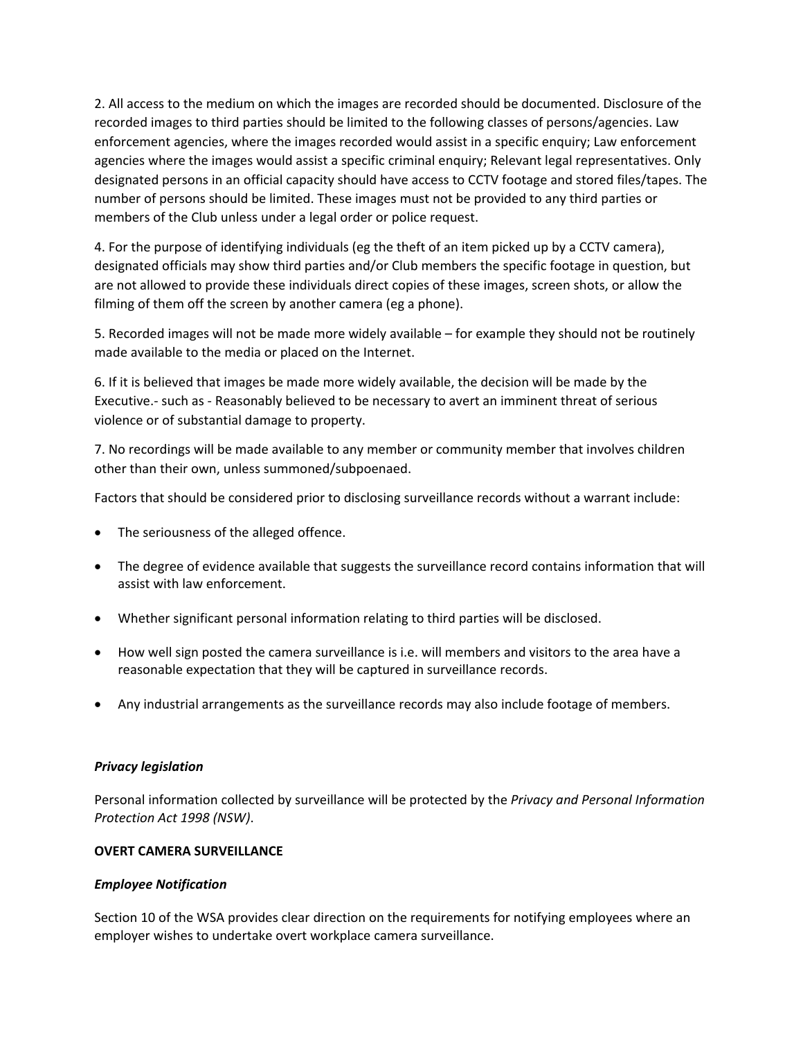2. All access to the medium on which the images are recorded should be documented. Disclosure of the recorded images to third parties should be limited to the following classes of persons/agencies. Law enforcement agencies, where the images recorded would assist in a specific enquiry; Law enforcement agencies where the images would assist a specific criminal enquiry; Relevant legal representatives. Only designated persons in an official capacity should have access to CCTV footage and stored files/tapes. The number of persons should be limited. These images must not be provided to any third parties or members of the Club unless under a legal order or police request.

4. For the purpose of identifying individuals (eg the theft of an item picked up by a CCTV camera), designated officials may show third parties and/or Club members the specific footage in question, but are not allowed to provide these individuals direct copies of these images, screen shots, or allow the filming of them off the screen by another camera (eg a phone).

5. Recorded images will not be made more widely available – for example they should not be routinely made available to the media or placed on the Internet.

6. If it is believed that images be made more widely available, the decision will be made by the Executive.- such as - Reasonably believed to be necessary to avert an imminent threat of serious violence or of substantial damage to property.

7. No recordings will be made available to any member or community member that involves children other than their own, unless summoned/subpoenaed.

Factors that should be considered prior to disclosing surveillance records without a warrant include:

- The seriousness of the alleged offence.
- The degree of evidence available that suggests the surveillance record contains information that will assist with law enforcement.
- Whether significant personal information relating to third parties will be disclosed.
- How well sign posted the camera surveillance is i.e. will members and visitors to the area have a reasonable expectation that they will be captured in surveillance records.
- Any industrial arrangements as the surveillance records may also include footage of members.

***Privacy legislation***

Personal information collected by surveillance will be protected by the *Privacy and Personal Information Protection Act 1998 (NSW)*.

**OVERT CAMERA SURVEILLANCE**

***Employee Notification***

Section 10 of the WSA provides clear direction on the requirements for notifying employees where an employer wishes to undertake overt workplace camera surveillance.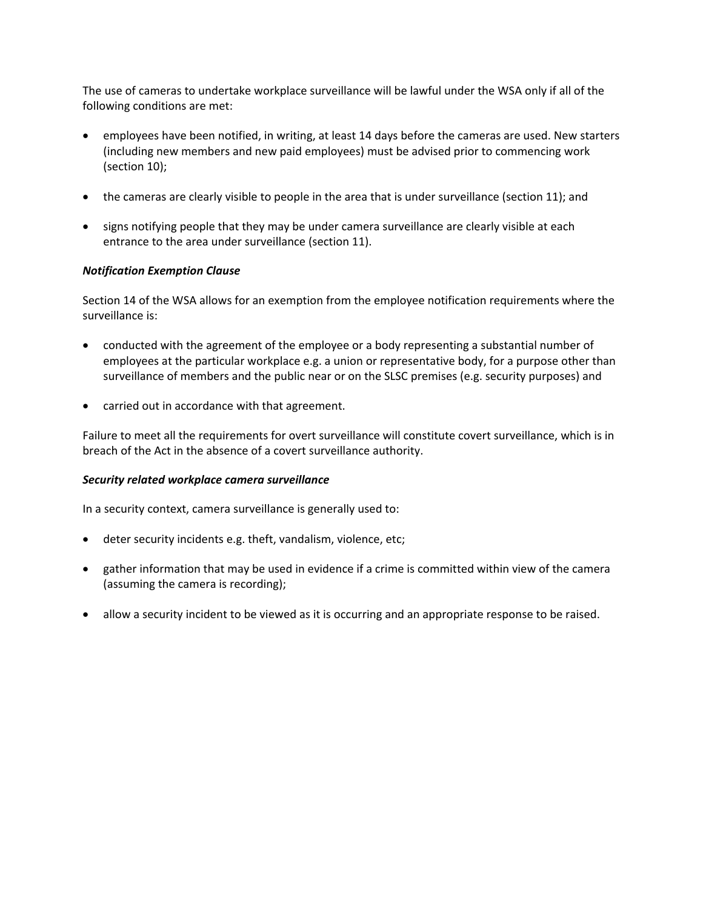The use of cameras to undertake workplace surveillance will be lawful under the WSA only if all of the following conditions are met:

- employees have been notified, in writing, at least 14 days before the cameras are used. New starters (including new members and new paid employees) must be advised prior to commencing work (section 10);
- the cameras are clearly visible to people in the area that is under surveillance (section 11); and
- signs notifying people that they may be under camera surveillance are clearly visible at each entrance to the area under surveillance (section 11).

***Notification Exemption Clause***

Section 14 of the WSA allows for an exemption from the employee notification requirements where the surveillance is:

- conducted with the agreement of the employee or a body representing a substantial number of employees at the particular workplace e.g. a union or representative body, for a purpose other than surveillance of members and the public near or on the SLSC premises (e.g. security purposes) and
- carried out in accordance with that agreement.

Failure to meet all the requirements for overt surveillance will constitute covert surveillance, which is in breach of the Act in the absence of a covert surveillance authority.

***Security related workplace camera surveillance***

In a security context, camera surveillance is generally used to:

- deter security incidents e.g. theft, vandalism, violence, etc;
- gather information that may be used in evidence if a crime is committed within view of the camera (assuming the camera is recording);
- allow a security incident to be viewed as it is occurring and an appropriate response to be raised.